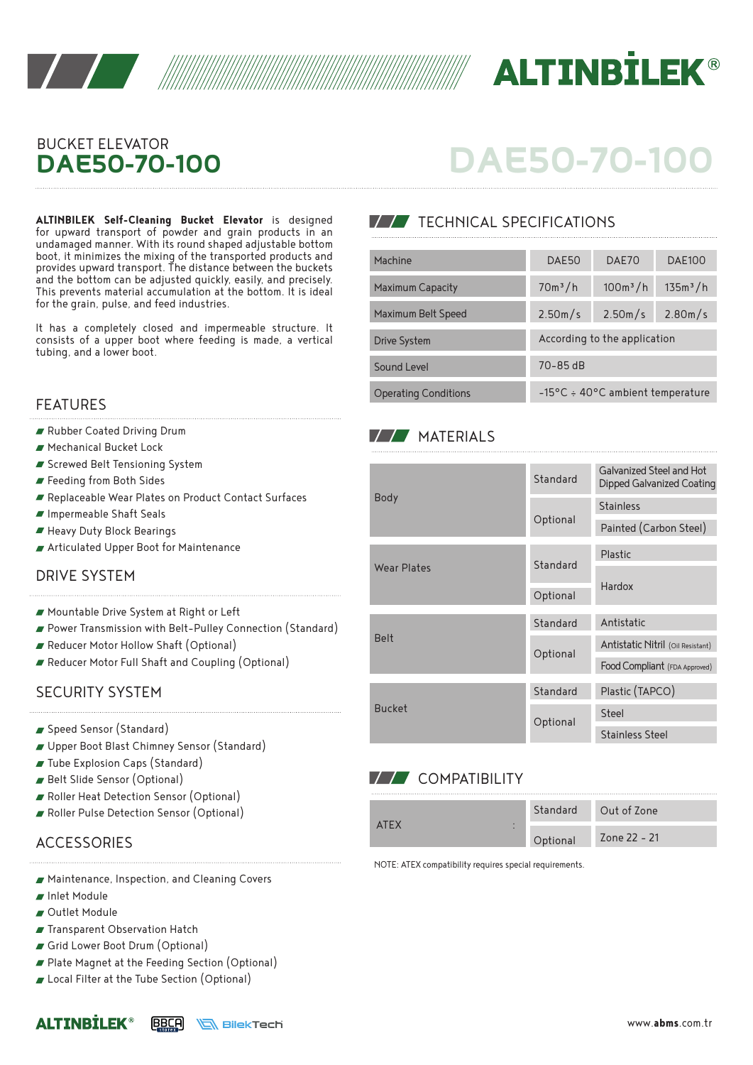# BUCKET ELEVATOR
# DAE50-70-100

**ALTINBILEK Self-Cleaning Bucket Elevator** is designed for upward transport of powder and grain products in an undamaged manner. With its round shaped adjustable bottom boot, it minimizes the mixing of the transported products and provides upward transport. The distance between the buckets and the bottom can be adjusted quickly, easily, and precisely. This prevents material accumulation at the bottom. It is ideal for the grain, pulse, and feed industries.

It has a completely closed and impermeable structure. It consists of a upper boot where feeding is made, a vertical tubing, and a lower boot.

## FEATURES

- Rubber Coated Driving Drum
- Mechanical Bucket Lock
- Screwed Belt Tensioning System
- Feeding from Both Sides
- Replaceable Wear Plates on Product Contact Surfaces
- Impermeable Shaft Seals
- Heavy Duty Block Bearings
- Articulated Upper Boot for Maintenance

## DRIVE SYSTEM

- Mountable Drive System at Right or Left
- Power Transmission with Belt-Pulley Connection (Standard)
- Reducer Motor Hollow Shaft (Optional)
- Reducer Motor Full Shaft and Coupling (Optional)

## SECURITY SYSTEM

- Speed Sensor (Standard)
- Upper Boot Blast Chimney Sensor (Standard)
- Tube Explosion Caps (Standard)
- Belt Slide Sensor (Optional)
- Roller Heat Detection Sensor (Optional)
- Roller Pulse Detection Sensor (Optional)

## ACCESSORIES

- Maintenance, Inspection, and Cleaning Covers
- Inlet Module
- Outlet Module
- Transparent Observation Hatch
- Grid Lower Boot Drum (Optional)
- Plate Magnet at the Feeding Section (Optional)
- Local Filter at the Tube Section (Optional)

## TECHNICAL SPECIFICATIONS

| Machine | DAE50 | DAE70 | DAE100 |
|---|---|---|---|
| Maximum Capacity | 70m³/h | 100m³/h | 135m³/h |
| Maximum Belt Speed | 2.50m/s | 2.50m/s | 2.80m/s |
| Drive System | According to the application | | |
| Sound Level | 70-85 dB | | |
| Operating Conditions | -15°C ÷ 40°C ambient temperature | | |

## MATERIALS

| Component | Type | Material |
|---|---|---|
| Body | Standard | Galvanized Steel and Hot Dipped Galvanized Coating |
| | Optional | Stainless |
| | | Painted (Carbon Steel) |
| Wear Plates | Standard | Plastic |
| | Optional | Hardox |
| Belt | Standard | Antistatic |
| | Optional | Antistatic Nitril (Oil Resistant) |
| | | Food Compliant (FDA Approved) |
| Bucket | Standard | Plastic (TAPCO) |
| | Optional | Steel |
| | | Stainless Steel |

## COMPATIBILITY

| | | |
|---|---|---|
| ATEX : | Standard | Out of Zone |
| | Optional | Zone 22 - 21 |

NOTE: ATEX compatibility requires special requirements.

www.abms.com.tr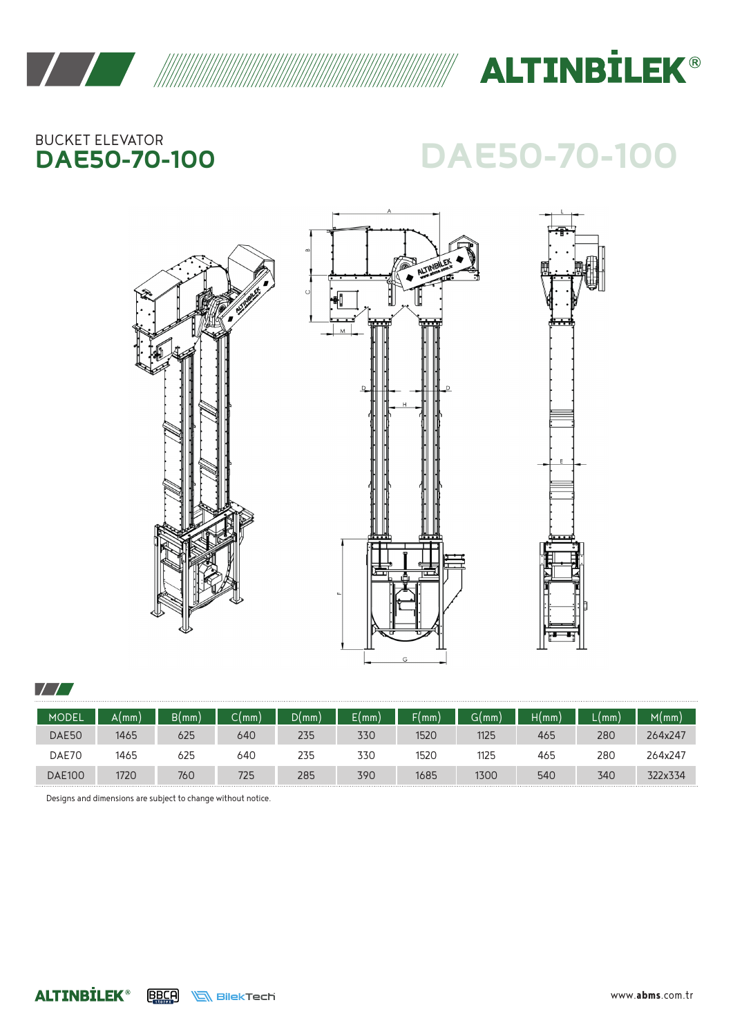BUCKET ELEVATOR

# DAE50-70-100

| MODEL | A(mm) | B(mm) | C(mm) | D(mm) | E(mm) | F(mm) | G(mm) | H(mm) | L(mm) | M(mm) |
|---|---|---|---|---|---|---|---|---|---|---|
| DAE50 | 1465 | 625 | 640 | 235 | 330 | 1520 | 1125 | 465 | 280 | 264x247 |
| DAE70 | 1465 | 625 | 640 | 235 | 330 | 1520 | 1125 | 465 | 280 | 264x247 |
| DAE100 | 1720 | 760 | 725 | 285 | 390 | 1685 | 1300 | 540 | 340 | 322x334 |

Designs and dimensions are subject to change without notice.